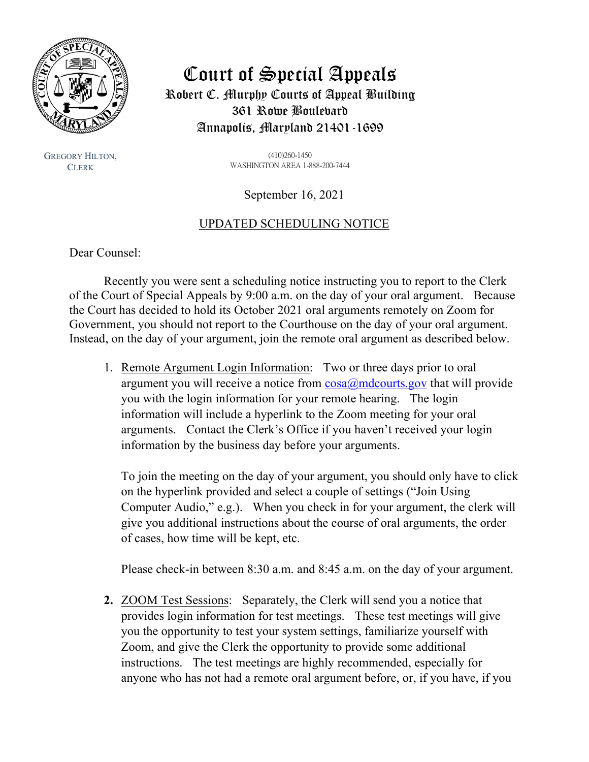# Court of Special Appeals

**Robert C. Murphy Courts of Appeal Building**
**361 Rowe Boulevard**
**Annapolis, Maryland 21401-1699**

GREGORY HILTON,
CLERK

(410)260-1450
WASHINGTON AREA 1-888-200-7444

September 16, 2021

UPDATED SCHEDULING NOTICE

Dear Counsel:

Recently you were sent a scheduling notice instructing you to report to the Clerk of the Court of Special Appeals by 9:00 a.m. on the day of your oral argument. Because the Court has decided to hold its October 2021 oral arguments remotely on Zoom for Government, you should not report to the Courthouse on the day of your oral argument. Instead, on the day of your argument, join the remote oral argument as described below.

1. Remote Argument Login Information: Two or three days prior to oral argument you will receive a notice from cosa@mdcourts.gov that will provide you with the login information for your remote hearing. The login information will include a hyperlink to the Zoom meeting for your oral arguments. Contact the Clerk's Office if you haven't received your login information by the business day before your arguments.

   To join the meeting on the day of your argument, you should only have to click on the hyperlink provided and select a couple of settings ("Join Using Computer Audio," e.g.). When you check in for your argument, the clerk will give you additional instructions about the course of oral arguments, the order of cases, how time will be kept, etc.

   Please check-in between 8:30 a.m. and 8:45 a.m. on the day of your argument.

2. ZOOM Test Sessions: Separately, the Clerk will send you a notice that provides login information for test meetings. These test meetings will give you the opportunity to test your system settings, familiarize yourself with Zoom, and give the Clerk the opportunity to provide some additional instructions. The test meetings are highly recommended, especially for anyone who has not had a remote oral argument before, or, if you have, if you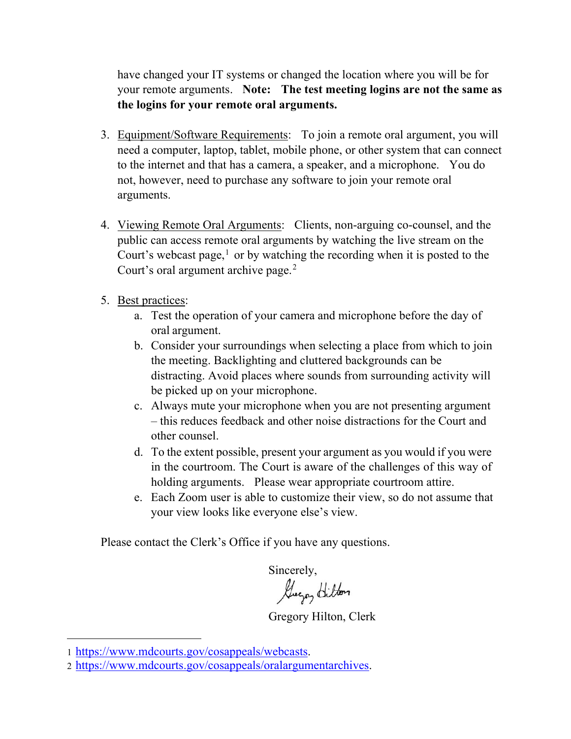have changed your IT systems or changed the location where you will be for your remote arguments. **Note: The test meeting logins are not the same as the logins for your remote oral arguments.**

3. Equipment/Software Requirements: To join a remote oral argument, you will need a computer, laptop, tablet, mobile phone, or other system that can connect to the internet and that has a camera, a speaker, and a microphone. You do not, however, need to purchase any software to join your remote oral arguments.

4. Viewing Remote Oral Arguments: Clients, non-arguing co-counsel, and the public can access remote oral arguments by watching the live stream on the Court's webcast page,[1] or by watching the recording when it is posted to the Court's oral argument archive page.[2]

5. Best practices:
   a. Test the operation of your camera and microphone before the day of oral argument.
   b. Consider your surroundings when selecting a place from which to join the meeting. Backlighting and cluttered backgrounds can be distracting. Avoid places where sounds from surrounding activity will be picked up on your microphone.
   c. Always mute your microphone when you are not presenting argument – this reduces feedback and other noise distractions for the Court and other counsel.
   d. To the extent possible, present your argument as you would if you were in the courtroom. The Court is aware of the challenges of this way of holding arguments. Please wear appropriate courtroom attire.
   e. Each Zoom user is able to customize their view, so do not assume that your view looks like everyone else's view.

Please contact the Clerk's Office if you have any questions.

Sincerely,

Gregory Hilton

Gregory Hilton, Clerk

---

1 https://www.mdcourts.gov/cosappeals/webcasts.

2 https://www.mdcourts.gov/cosappeals/oralargumentarchives.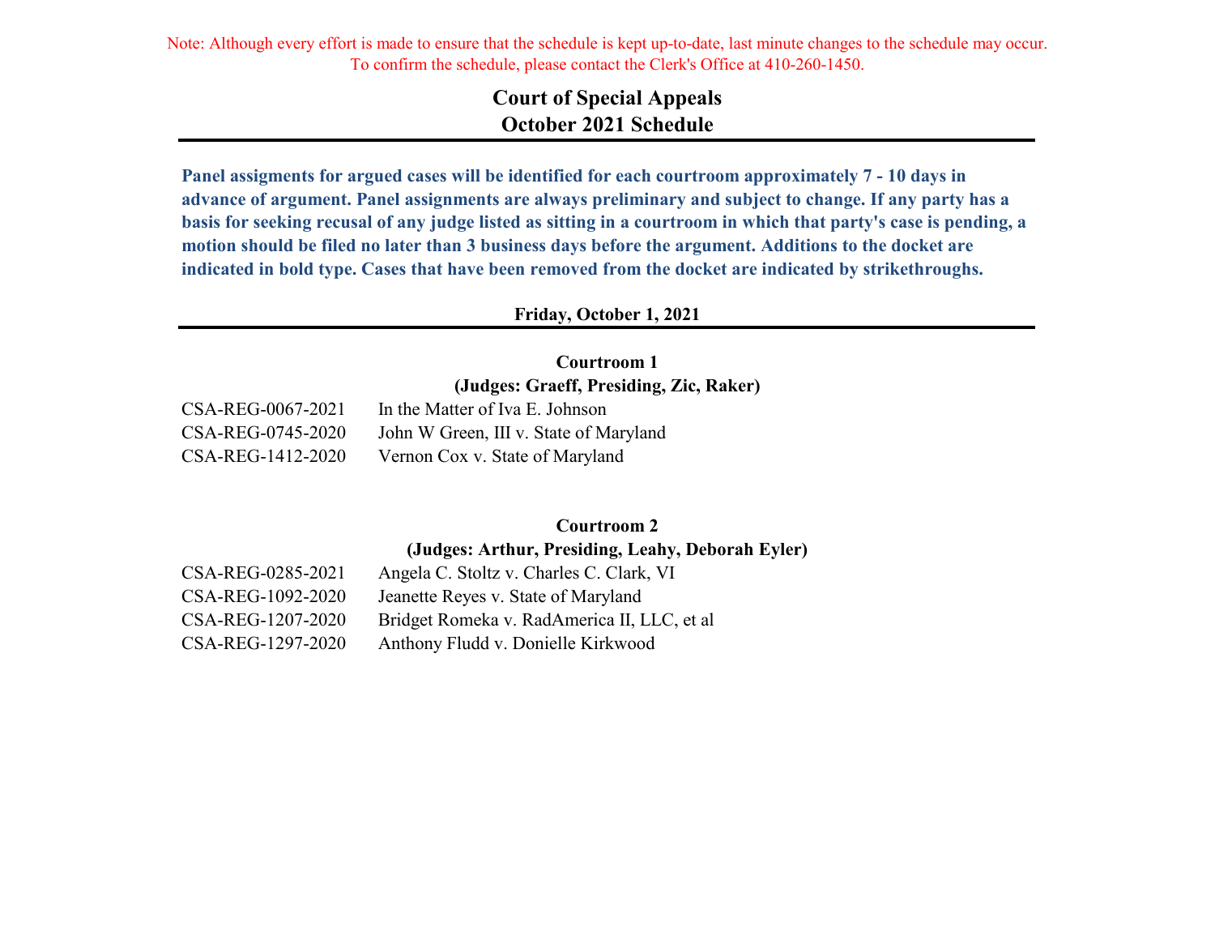Note: Although every effort is made to ensure that the schedule is kept up-to-date, last minute changes to the schedule may occur. To confirm the schedule, please contact the Clerk's Office at 410-260-1450.

# Court of Special Appeals
# October 2021 Schedule

**Panel assigments for argued cases will be identified for each courtroom approximately 7 - 10 days in advance of argument. Panel assignments are always preliminary and subject to change. If any party has a basis for seeking recusal of any judge listed as sitting in a courtroom in which that party's case is pending, a motion should be filed no later than 3 business days before the argument. Additions to the docket are indicated in bold type. Cases that have been removed from the docket are indicated by strikethroughs.**

## Friday, October 1, 2021

### Courtroom 1
**(Judges: Graeff, Presiding, Zic, Raker)**

| | |
|---|---|
| CSA-REG-0067-2021 | In the Matter of Iva E. Johnson |
| CSA-REG-0745-2020 | John W Green, III v. State of Maryland |
| CSA-REG-1412-2020 | Vernon Cox v. State of Maryland |

### Courtroom 2
**(Judges: Arthur, Presiding, Leahy, Deborah Eyler)**

| | |
|---|---|
| CSA-REG-0285-2021 | Angela C. Stoltz v. Charles C. Clark, VI |
| CSA-REG-1092-2020 | Jeanette Reyes v. State of Maryland |
| CSA-REG-1207-2020 | Bridget Romeka v. RadAmerica II, LLC, et al |
| CSA-REG-1297-2020 | Anthony Fludd v. Donielle Kirkwood |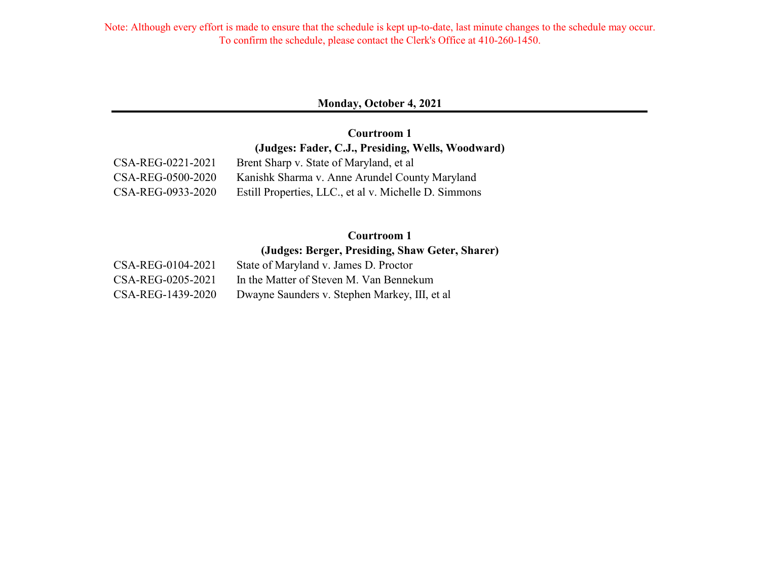Note: Although every effort is made to ensure that the schedule is kept up-to-date, last minute changes to the schedule may occur. To confirm the schedule, please contact the Clerk's Office at 410-260-1450.

## Monday, October 4, 2021

### Courtroom 1

**(Judges: Fader, C.J., Presiding, Wells, Woodward)**

| | |
|---|---|
| CSA-REG-0221-2021 | Brent Sharp v. State of Maryland, et al |
| CSA-REG-0500-2020 | Kanishk Sharma v. Anne Arundel County Maryland |
| CSA-REG-0933-2020 | Estill Properties, LLC., et al v. Michelle D. Simmons |

### Courtroom 1

**(Judges: Berger, Presiding, Shaw Geter, Sharer)**

| | |
|---|---|
| CSA-REG-0104-2021 | State of Maryland v. James D. Proctor |
| CSA-REG-0205-2021 | In the Matter of Steven M. Van Bennekum |
| CSA-REG-1439-2020 | Dwayne Saunders v. Stephen Markey, III, et al |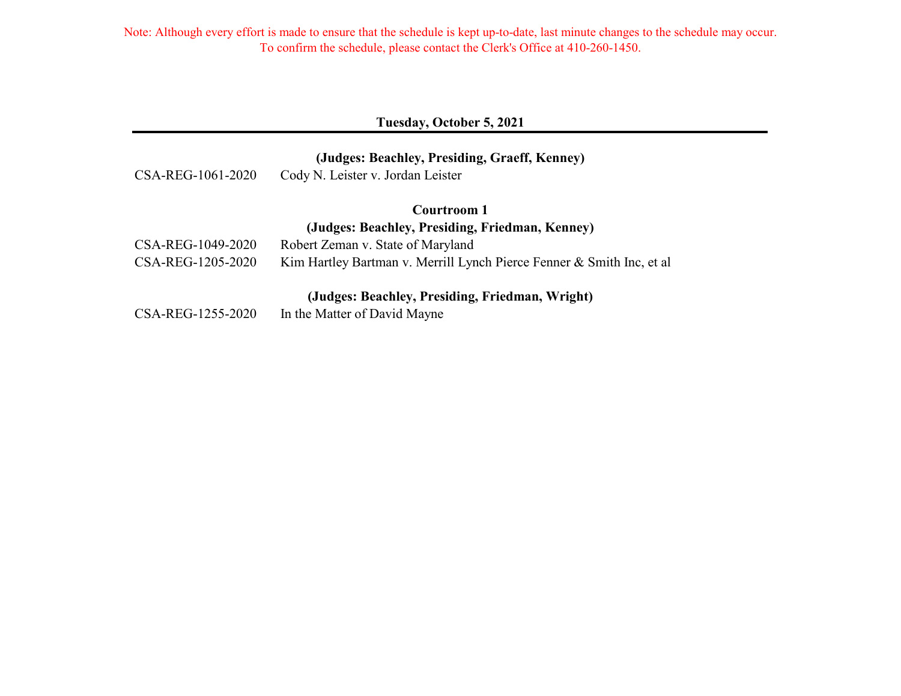Note: Although every effort is made to ensure that the schedule is kept up-to-date, last minute changes to the schedule may occur.
To confirm the schedule, please contact the Clerk's Office at 410-260-1450.

## Tuesday, October 5, 2021

**(Judges: Beachley, Presiding, Graeff, Kenney)**

| | |
|---|---|
| CSA-REG-1061-2020 | Cody N. Leister v. Jordan Leister |

**Courtroom 1**

**(Judges: Beachley, Presiding, Friedman, Kenney)**

| | |
|---|---|
| CSA-REG-1049-2020 | Robert Zeman v. State of Maryland |
| CSA-REG-1205-2020 | Kim Hartley Bartman v. Merrill Lynch Pierce Fenner & Smith Inc, et al |

**(Judges: Beachley, Presiding, Friedman, Wright)**

| | |
|---|---|
| CSA-REG-1255-2020 | In the Matter of David Mayne |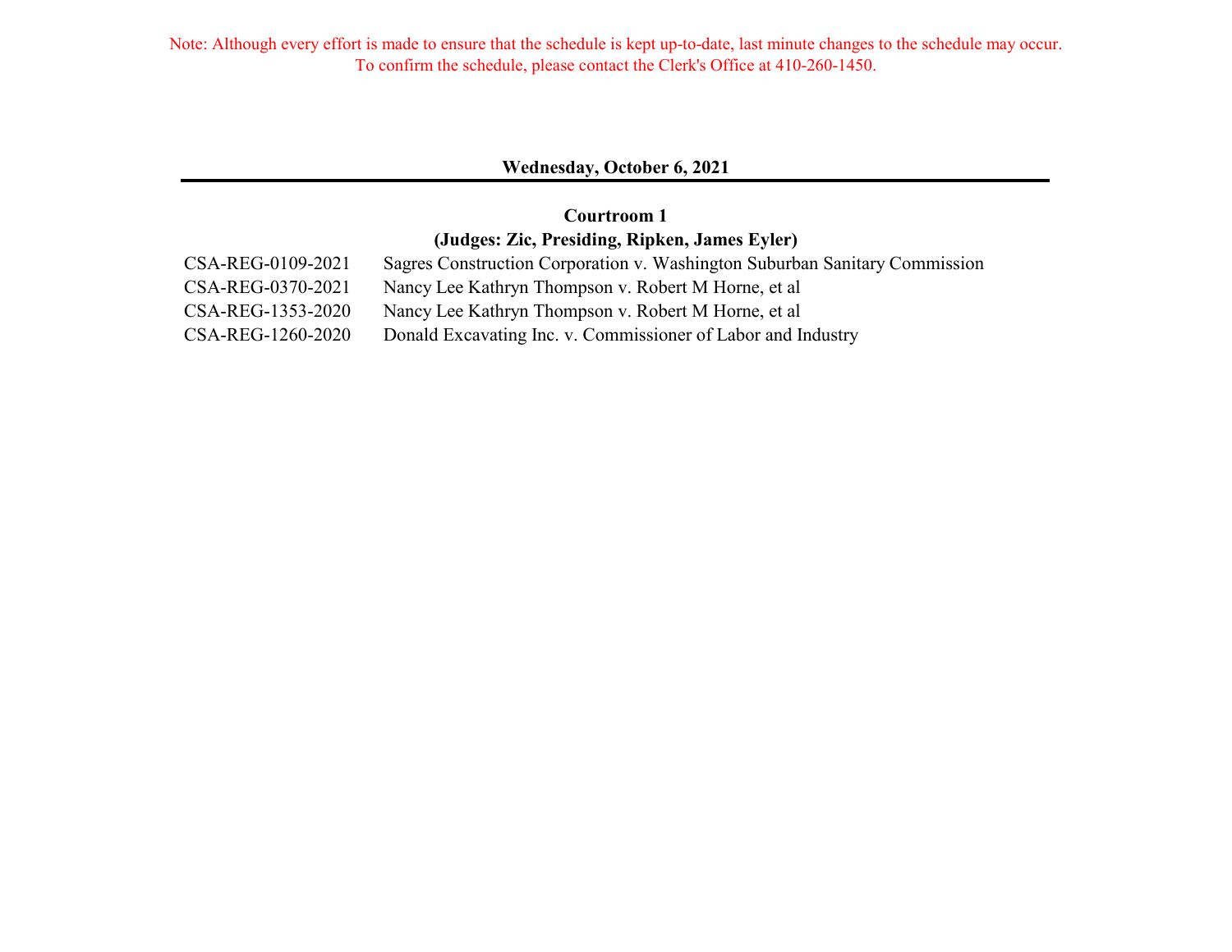Note: Although every effort is made to ensure that the schedule is kept up-to-date, last minute changes to the schedule may occur.
To confirm the schedule, please contact the Clerk's Office at 410-260-1450.

## Wednesday, October 6, 2021

### Courtroom 1
### (Judges: Zic, Presiding, Ripken, James Eyler)

| | |
|---|---|
| CSA-REG-0109-2021 | Sagres Construction Corporation v. Washington Suburban Sanitary Commission |
| CSA-REG-0370-2021 | Nancy Lee Kathryn Thompson v. Robert M Horne, et al |
| CSA-REG-1353-2020 | Nancy Lee Kathryn Thompson v. Robert M Horne, et al |
| CSA-REG-1260-2020 | Donald Excavating Inc. v. Commissioner of Labor and Industry |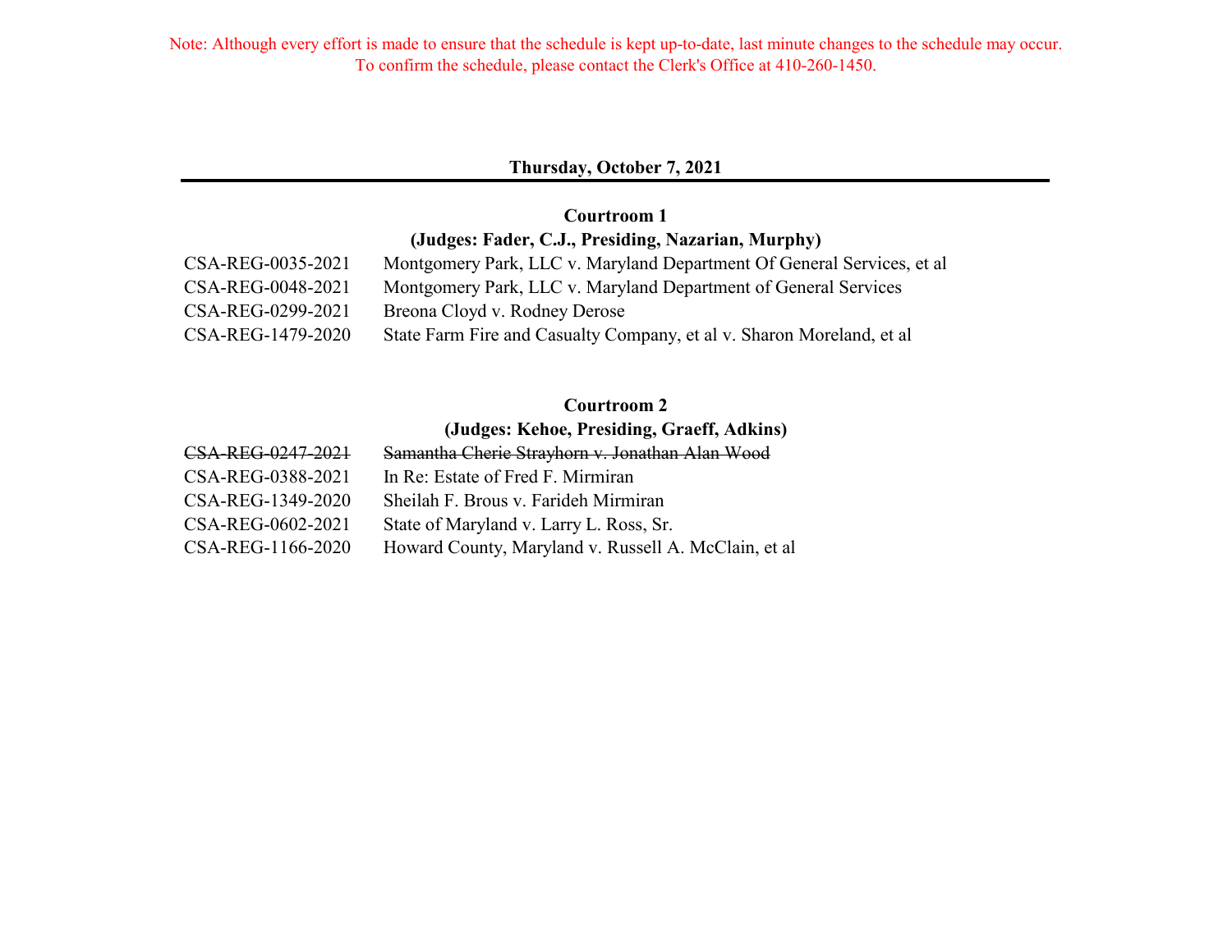Note: Although every effort is made to ensure that the schedule is kept up-to-date, last minute changes to the schedule may occur. To confirm the schedule, please contact the Clerk's Office at 410-260-1450.

## Thursday, October 7, 2021

### Courtroom 1

**(Judges: Fader, C.J., Presiding, Nazarian, Murphy)**

| | |
|---|---|
| CSA-REG-0035-2021 | Montgomery Park, LLC v. Maryland Department Of General Services, et al |
| CSA-REG-0048-2021 | Montgomery Park, LLC v. Maryland Department of General Services |
| CSA-REG-0299-2021 | Breona Cloyd v. Rodney Derose |
| CSA-REG-1479-2020 | State Farm Fire and Casualty Company, et al v. Sharon Moreland, et al |

### Courtroom 2

**(Judges: Kehoe, Presiding, Graeff, Adkins)**

| | |
|---|---|
| ~~CSA-REG-0247-2021~~ | ~~Samantha Cherie Strayhorn v. Jonathan Alan Wood~~ |
| CSA-REG-0388-2021 | In Re: Estate of Fred F. Mirmiran |
| CSA-REG-1349-2020 | Sheilah F. Brous v. Farideh Mirmiran |
| CSA-REG-0602-2021 | State of Maryland v. Larry L. Ross, Sr. |
| CSA-REG-1166-2020 | Howard County, Maryland v. Russell A. McClain, et al |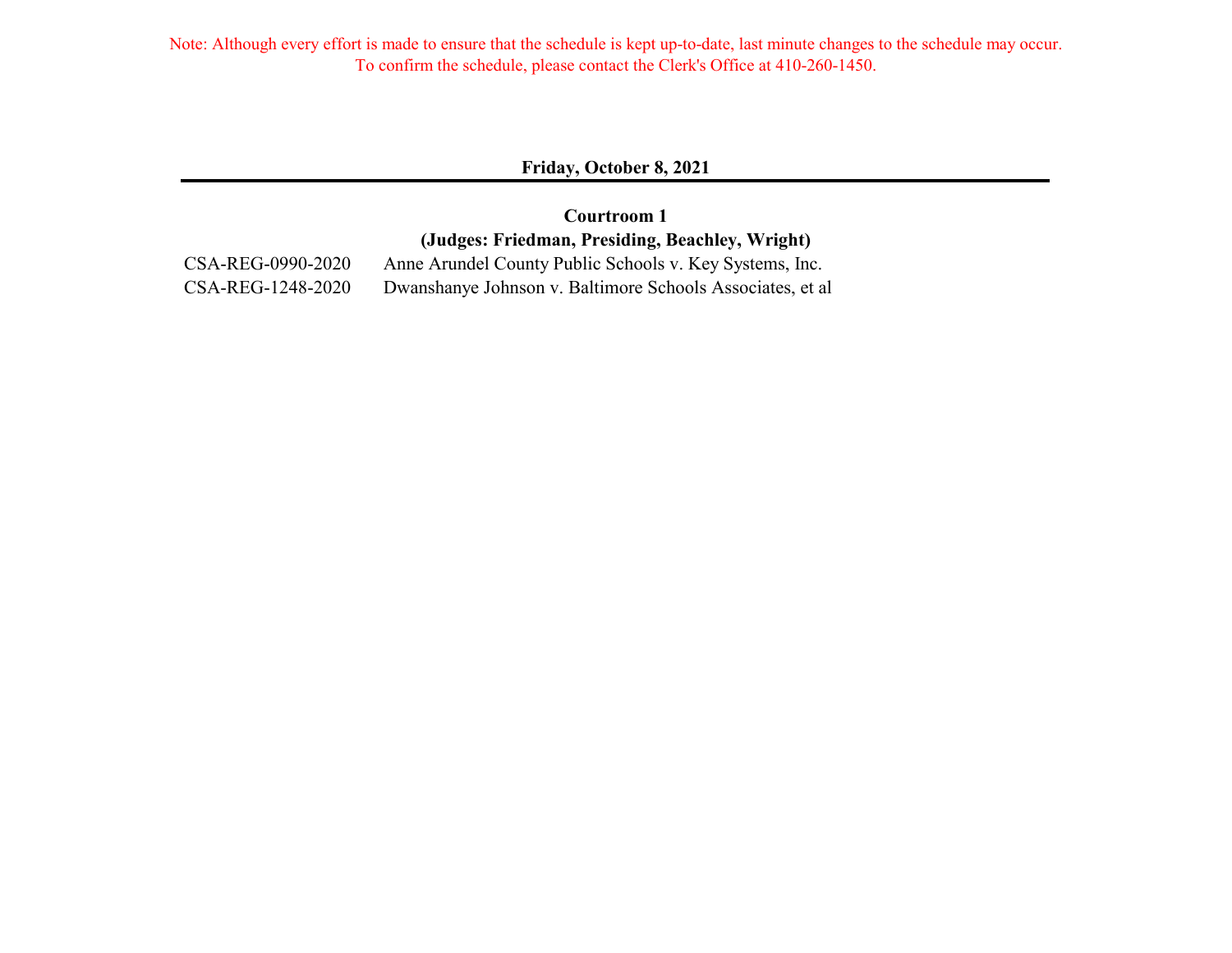Note: Although every effort is made to ensure that the schedule is kept up-to-date, last minute changes to the schedule may occur.
To confirm the schedule, please contact the Clerk's Office at 410-260-1450.

## Friday, October 8, 2021

### Courtroom 1

**(Judges: Friedman, Presiding, Beachley, Wright)**

| | |
|---|---|
| CSA-REG-0990-2020 | Anne Arundel County Public Schools v. Key Systems, Inc. |
| CSA-REG-1248-2020 | Dwanshanye Johnson v. Baltimore Schools Associates, et al |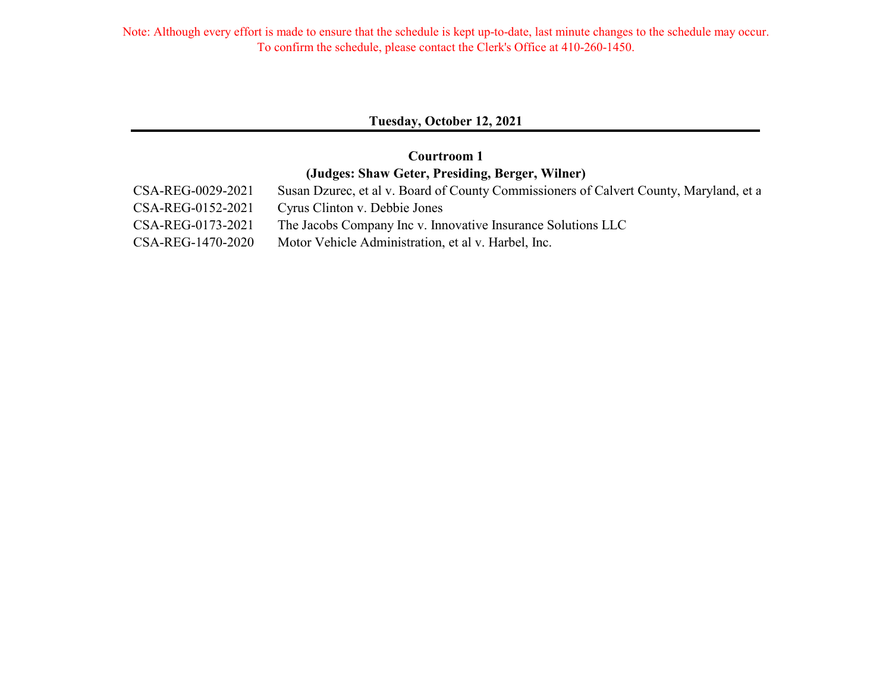Note: Although every effort is made to ensure that the schedule is kept up-to-date, last minute changes to the schedule may occur. To confirm the schedule, please contact the Clerk's Office at 410-260-1450.

## Tuesday, October 12, 2021

### Courtroom 1
### (Judges: Shaw Geter, Presiding, Berger, Wilner)

| | |
|---|---|
| CSA-REG-0029-2021 | Susan Dzurec, et al v. Board of County Commissioners of Calvert County, Maryland, et a |
| CSA-REG-0152-2021 | Cyrus Clinton v. Debbie Jones |
| CSA-REG-0173-2021 | The Jacobs Company Inc v. Innovative Insurance Solutions LLC |
| CSA-REG-1470-2020 | Motor Vehicle Administration, et al v. Harbel, Inc. |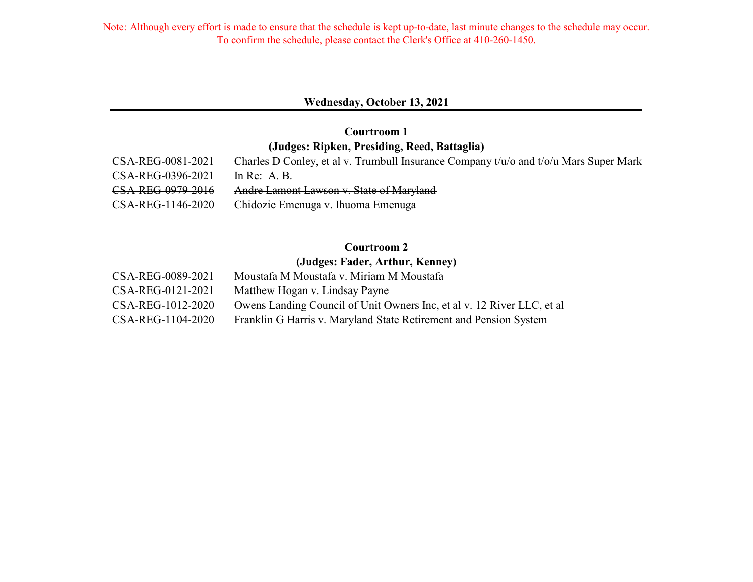Note: Although every effort is made to ensure that the schedule is kept up-to-date, last minute changes to the schedule may occur. To confirm the schedule, please contact the Clerk's Office at 410-260-1450.

## Wednesday, October 13, 2021

### Courtroom 1

**(Judges: Ripken, Presiding, Reed, Battaglia)**

| | |
|---|---|
| CSA-REG-0081-2021 | Charles D Conley, et al v. Trumbull Insurance Company t/u/o and t/o/u Mars Super Mark |
| ~~CSA-REG-0396-2021~~ | ~~In Re: A. B.~~ |
| ~~CSA-REG-0979-2016~~ | ~~Andre Lamont Lawson v. State of Maryland~~ |
| CSA-REG-1146-2020 | Chidozie Emenuga v. Ihuoma Emenuga |

### Courtroom 2

**(Judges: Fader, Arthur, Kenney)**

| | |
|---|---|
| CSA-REG-0089-2021 | Moustafa M Moustafa v. Miriam M Moustafa |
| CSA-REG-0121-2021 | Matthew Hogan v. Lindsay Payne |
| CSA-REG-1012-2020 | Owens Landing Council of Unit Owners Inc, et al v. 12 River LLC, et al |
| CSA-REG-1104-2020 | Franklin G Harris v. Maryland State Retirement and Pension System |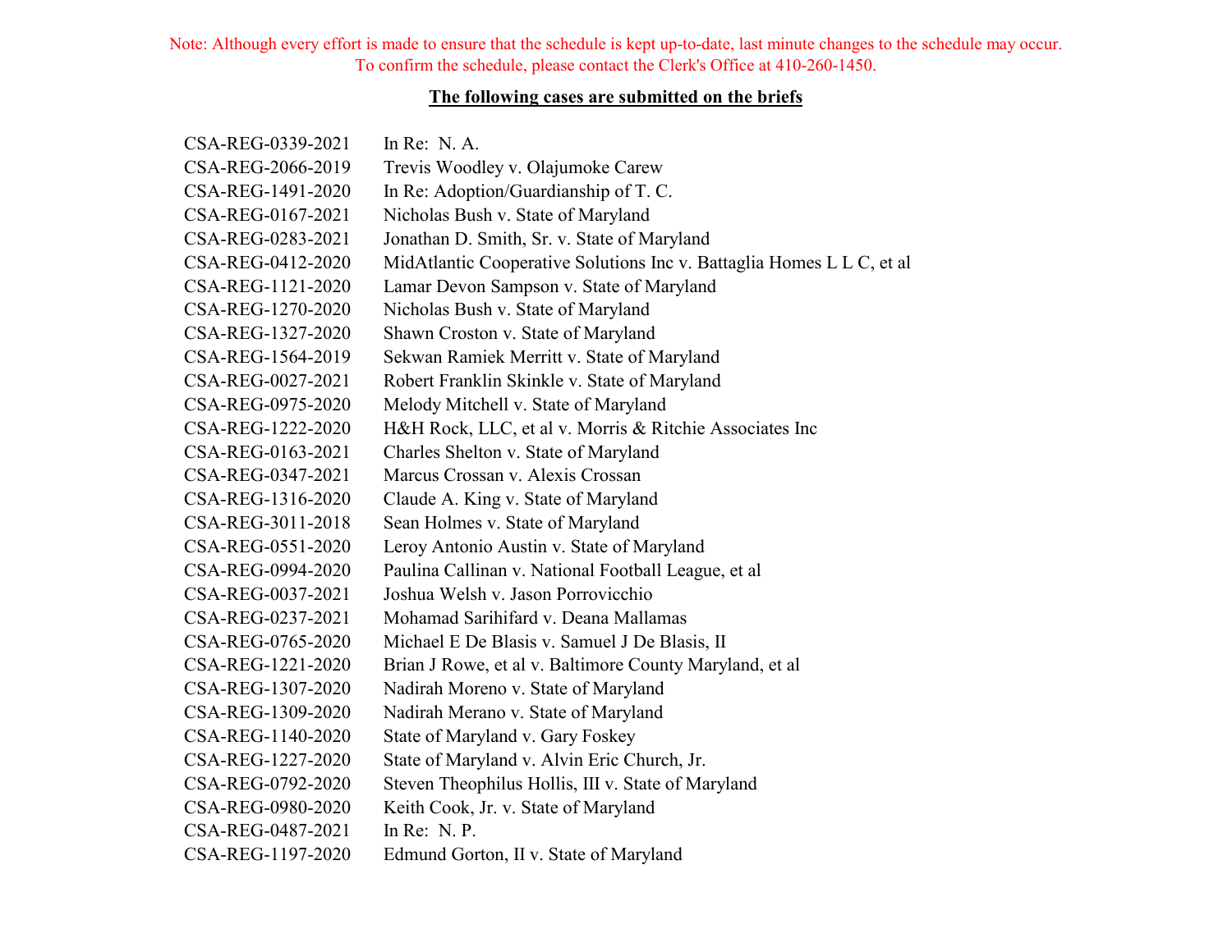Note: Although every effort is made to ensure that the schedule is kept up-to-date, last minute changes to the schedule may occur. To confirm the schedule, please contact the Clerk's Office at 410-260-1450.

**The following cases are submitted on the briefs**

| | |
|---|---|
| CSA-REG-0339-2021 | In Re: N. A. |
| CSA-REG-2066-2019 | Trevis Woodley v. Olajumoke Carew |
| CSA-REG-1491-2020 | In Re: Adoption/Guardianship of T. C. |
| CSA-REG-0167-2021 | Nicholas Bush v. State of Maryland |
| CSA-REG-0283-2021 | Jonathan D. Smith, Sr. v. State of Maryland |
| CSA-REG-0412-2020 | MidAtlantic Cooperative Solutions Inc v. Battaglia Homes L L C, et al |
| CSA-REG-1121-2020 | Lamar Devon Sampson v. State of Maryland |
| CSA-REG-1270-2020 | Nicholas Bush v. State of Maryland |
| CSA-REG-1327-2020 | Shawn Croston v. State of Maryland |
| CSA-REG-1564-2019 | Sekwan Ramiek Merritt v. State of Maryland |
| CSA-REG-0027-2021 | Robert Franklin Skinkle v. State of Maryland |
| CSA-REG-0975-2020 | Melody Mitchell v. State of Maryland |
| CSA-REG-1222-2020 | H&H Rock, LLC, et al v. Morris & Ritchie Associates Inc |
| CSA-REG-0163-2021 | Charles Shelton v. State of Maryland |
| CSA-REG-0347-2021 | Marcus Crossan v. Alexis Crossan |
| CSA-REG-1316-2020 | Claude A. King v. State of Maryland |
| CSA-REG-3011-2018 | Sean Holmes v. State of Maryland |
| CSA-REG-0551-2020 | Leroy Antonio Austin v. State of Maryland |
| CSA-REG-0994-2020 | Paulina Callinan v. National Football League, et al |
| CSA-REG-0037-2021 | Joshua Welsh v. Jason Porrovicchio |
| CSA-REG-0237-2021 | Mohamad Sarihifard v. Deana Mallamas |
| CSA-REG-0765-2020 | Michael E De Blasis v. Samuel J De Blasis, II |
| CSA-REG-1221-2020 | Brian J Rowe, et al v. Baltimore County Maryland, et al |
| CSA-REG-1307-2020 | Nadirah Moreno v. State of Maryland |
| CSA-REG-1309-2020 | Nadirah Merano v. State of Maryland |
| CSA-REG-1140-2020 | State of Maryland v. Gary Foskey |
| CSA-REG-1227-2020 | State of Maryland v. Alvin Eric Church, Jr. |
| CSA-REG-0792-2020 | Steven Theophilus Hollis, III v. State of Maryland |
| CSA-REG-0980-2020 | Keith Cook, Jr. v. State of Maryland |
| CSA-REG-0487-2021 | In Re: N. P. |
| CSA-REG-1197-2020 | Edmund Gorton, II v. State of Maryland |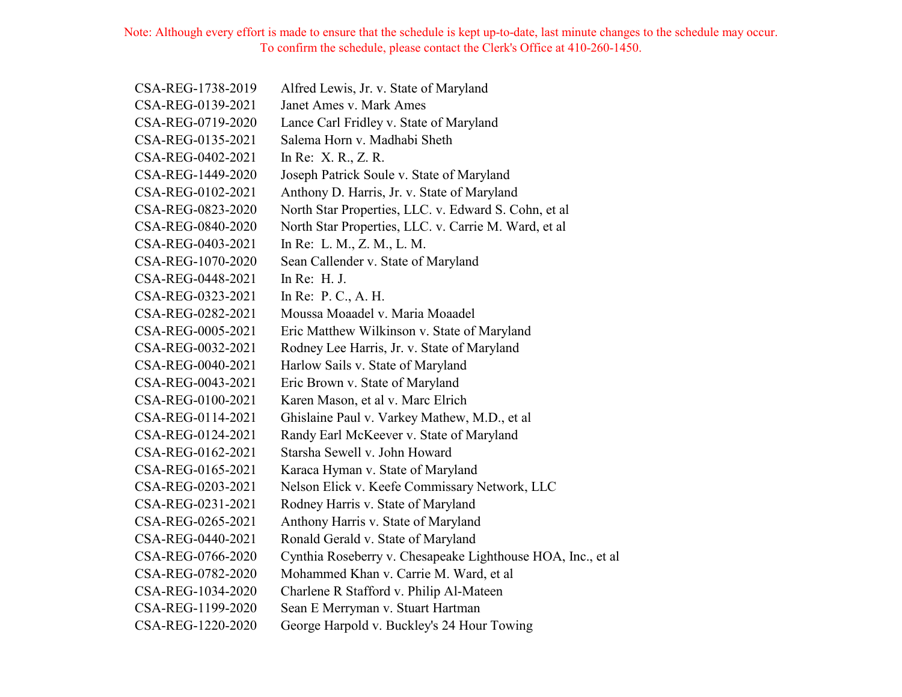Note: Although every effort is made to ensure that the schedule is kept up-to-date, last minute changes to the schedule may occur. To confirm the schedule, please contact the Clerk's Office at 410-260-1450.

| | |
|---|---|
| CSA-REG-1738-2019 | Alfred Lewis, Jr. v. State of Maryland |
| CSA-REG-0139-2021 | Janet Ames v. Mark Ames |
| CSA-REG-0719-2020 | Lance Carl Fridley v. State of Maryland |
| CSA-REG-0135-2021 | Salema Horn v. Madhabi Sheth |
| CSA-REG-0402-2021 | In Re: X. R., Z. R. |
| CSA-REG-1449-2020 | Joseph Patrick Soule v. State of Maryland |
| CSA-REG-0102-2021 | Anthony D. Harris, Jr. v. State of Maryland |
| CSA-REG-0823-2020 | North Star Properties, LLC. v. Edward S. Cohn, et al |
| CSA-REG-0840-2020 | North Star Properties, LLC. v. Carrie M. Ward, et al |
| CSA-REG-0403-2021 | In Re: L. M., Z. M., L. M. |
| CSA-REG-1070-2020 | Sean Callender v. State of Maryland |
| CSA-REG-0448-2021 | In Re: H. J. |
| CSA-REG-0323-2021 | In Re: P. C., A. H. |
| CSA-REG-0282-2021 | Moussa Moaadel v. Maria Moaadel |
| CSA-REG-0005-2021 | Eric Matthew Wilkinson v. State of Maryland |
| CSA-REG-0032-2021 | Rodney Lee Harris, Jr. v. State of Maryland |
| CSA-REG-0040-2021 | Harlow Sails v. State of Maryland |
| CSA-REG-0043-2021 | Eric Brown v. State of Maryland |
| CSA-REG-0100-2021 | Karen Mason, et al v. Marc Elrich |
| CSA-REG-0114-2021 | Ghislaine Paul v. Varkey Mathew, M.D., et al |
| CSA-REG-0124-2021 | Randy Earl McKeever v. State of Maryland |
| CSA-REG-0162-2021 | Starsha Sewell v. John Howard |
| CSA-REG-0165-2021 | Karaca Hyman v. State of Maryland |
| CSA-REG-0203-2021 | Nelson Elick v. Keefe Commissary Network, LLC |
| CSA-REG-0231-2021 | Rodney Harris v. State of Maryland |
| CSA-REG-0265-2021 | Anthony Harris v. State of Maryland |
| CSA-REG-0440-2021 | Ronald Gerald v. State of Maryland |
| CSA-REG-0766-2020 | Cynthia Roseberry v. Chesapeake Lighthouse HOA, Inc., et al |
| CSA-REG-0782-2020 | Mohammed Khan v. Carrie M. Ward, et al |
| CSA-REG-1034-2020 | Charlene R Stafford v. Philip Al-Mateen |
| CSA-REG-1199-2020 | Sean E Merryman v. Stuart Hartman |
| CSA-REG-1220-2020 | George Harpold v. Buckley's 24 Hour Towing |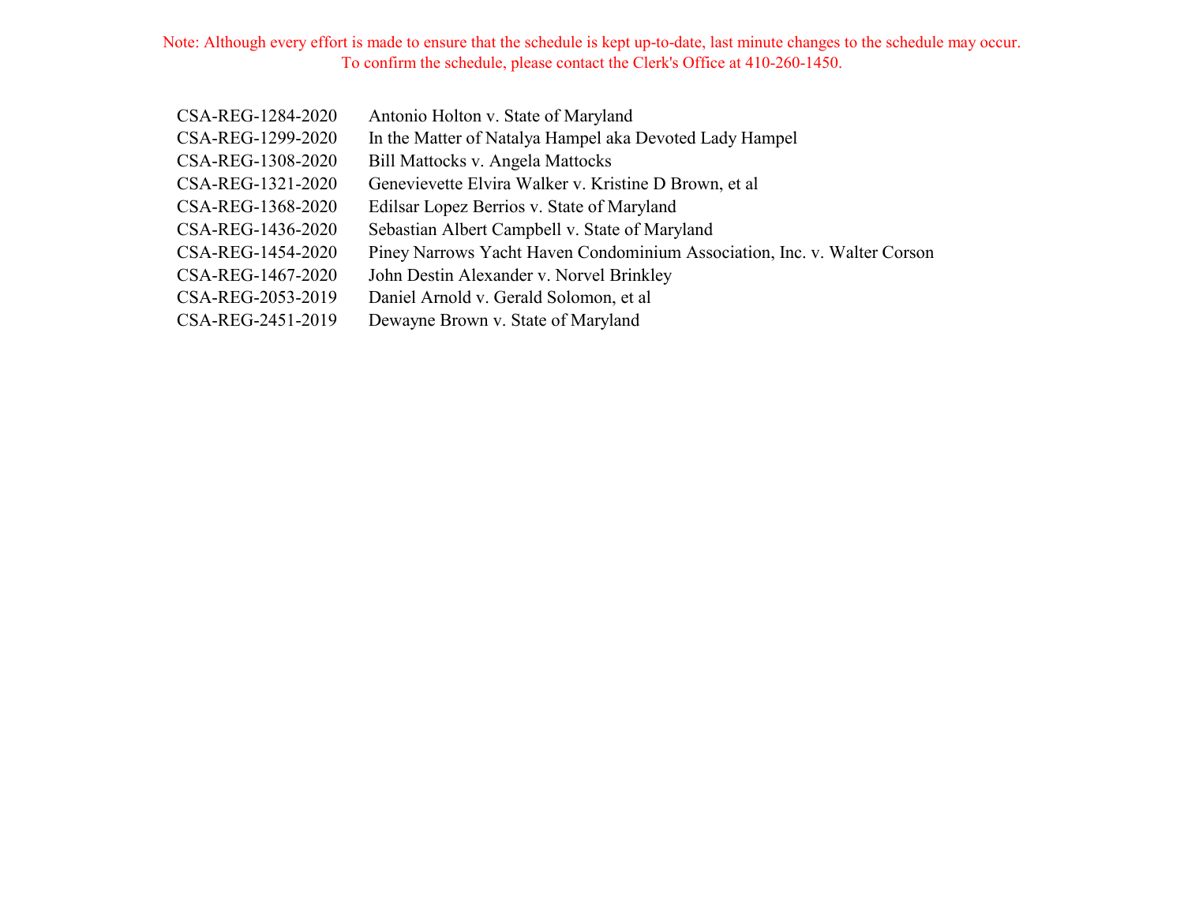Note: Although every effort is made to ensure that the schedule is kept up-to-date, last minute changes to the schedule may occur.
To confirm the schedule, please contact the Clerk's Office at 410-260-1450.

| | |
|---|---|
| CSA-REG-1284-2020 | Antonio Holton v. State of Maryland |
| CSA-REG-1299-2020 | In the Matter of Natalya Hampel aka Devoted Lady Hampel |
| CSA-REG-1308-2020 | Bill Mattocks v. Angela Mattocks |
| CSA-REG-1321-2020 | Genevievette Elvira Walker v. Kristine D Brown, et al |
| CSA-REG-1368-2020 | Edilsar Lopez Berrios v. State of Maryland |
| CSA-REG-1436-2020 | Sebastian Albert Campbell v. State of Maryland |
| CSA-REG-1454-2020 | Piney Narrows Yacht Haven Condominium Association, Inc. v. Walter Corson |
| CSA-REG-1467-2020 | John Destin Alexander v. Norvel Brinkley |
| CSA-REG-2053-2019 | Daniel Arnold v. Gerald Solomon, et al |
| CSA-REG-2451-2019 | Dewayne Brown v. State of Maryland |